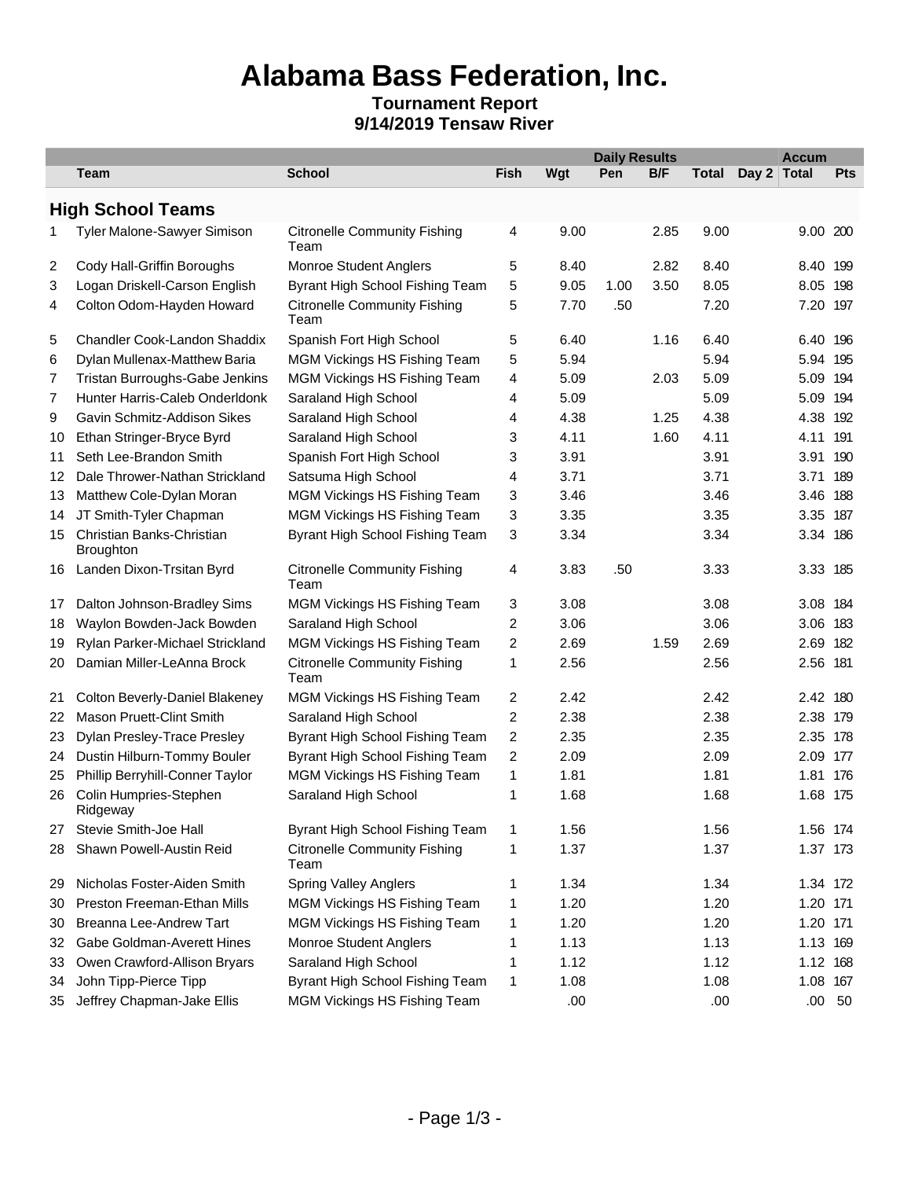# Alabama Bass Federation, Inc.

**Tournament Report**
**9/14/2019 Tensaw River**

| | | | Daily Results | | | | | | Accum | |
|---|---|---|---|---|---|---|---|---|---|---|
| | Team | School | Fish | Wgt | Pen | B/F | Total | Day 2 | Total | Pts |

## High School Teams

| | Team | School | Fish | Wgt | Pen | B/F | Total | Day 2 | Total | Pts |
|---|---|---|---|---|---|---|---|---|---|---|
| 1 | Tyler Malone-Sawyer Simison | Citronelle Community Fishing Team | 4 | 9.00 | | 2.85 | 9.00 | | 9.00 | 200 |
| 2 | Cody Hall-Griffin Boroughs | Monroe Student Anglers | 5 | 8.40 | | 2.82 | 8.40 | | 8.40 | 199 |
| 3 | Logan Driskell-Carson English | Byrant High School Fishing Team | 5 | 9.05 | 1.00 | 3.50 | 8.05 | | 8.05 | 198 |
| 4 | Colton Odom-Hayden Howard | Citronelle Community Fishing Team | 5 | 7.70 | .50 | | 7.20 | | 7.20 | 197 |
| 5 | Chandler Cook-Landon Shaddix | Spanish Fort High School | 5 | 6.40 | | 1.16 | 6.40 | | 6.40 | 196 |
| 6 | Dylan Mullenax-Matthew Baria | MGM Vickings HS Fishing Team | 5 | 5.94 | | | 5.94 | | 5.94 | 195 |
| 7 | Tristan Burroughs-Gabe Jenkins | MGM Vickings HS Fishing Team | 4 | 5.09 | | 2.03 | 5.09 | | 5.09 | 194 |
| 7 | Hunter Harris-Caleb Onderldonk | Saraland High School | 4 | 5.09 | | | 5.09 | | 5.09 | 194 |
| 9 | Gavin Schmitz-Addison Sikes | Saraland High School | 4 | 4.38 | | 1.25 | 4.38 | | 4.38 | 192 |
| 10 | Ethan Stringer-Bryce Byrd | Saraland High School | 3 | 4.11 | | 1.60 | 4.11 | | 4.11 | 191 |
| 11 | Seth Lee-Brandon Smith | Spanish Fort High School | 3 | 3.91 | | | 3.91 | | 3.91 | 190 |
| 12 | Dale Thrower-Nathan Strickland | Satsuma High School | 4 | 3.71 | | | 3.71 | | 3.71 | 189 |
| 13 | Matthew Cole-Dylan Moran | MGM Vickings HS Fishing Team | 3 | 3.46 | | | 3.46 | | 3.46 | 188 |
| 14 | JT Smith-Tyler Chapman | MGM Vickings HS Fishing Team | 3 | 3.35 | | | 3.35 | | 3.35 | 187 |
| 15 | Christian Banks-Christian Broughton | Byrant High School Fishing Team | 3 | 3.34 | | | 3.34 | | 3.34 | 186 |
| 16 | Landen Dixon-Trsitan Byrd | Citronelle Community Fishing Team | 4 | 3.83 | .50 | | 3.33 | | 3.33 | 185 |
| 17 | Dalton Johnson-Bradley Sims | MGM Vickings HS Fishing Team | 3 | 3.08 | | | 3.08 | | 3.08 | 184 |
| 18 | Waylon Bowden-Jack Bowden | Saraland High School | 2 | 3.06 | | | 3.06 | | 3.06 | 183 |
| 19 | Rylan Parker-Michael Strickland | MGM Vickings HS Fishing Team | 2 | 2.69 | | 1.59 | 2.69 | | 2.69 | 182 |
| 20 | Damian Miller-LeAnna Brock | Citronelle Community Fishing Team | 1 | 2.56 | | | 2.56 | | 2.56 | 181 |
| 21 | Colton Beverly-Daniel Blakeney | MGM Vickings HS Fishing Team | 2 | 2.42 | | | 2.42 | | 2.42 | 180 |
| 22 | Mason Pruett-Clint Smith | Saraland High School | 2 | 2.38 | | | 2.38 | | 2.38 | 179 |
| 23 | Dylan Presley-Trace Presley | Byrant High School Fishing Team | 2 | 2.35 | | | 2.35 | | 2.35 | 178 |
| 24 | Dustin Hilburn-Tommy Bouler | Byrant High School Fishing Team | 2 | 2.09 | | | 2.09 | | 2.09 | 177 |
| 25 | Phillip Berryhill-Conner Taylor | MGM Vickings HS Fishing Team | 1 | 1.81 | | | 1.81 | | 1.81 | 176 |
| 26 | Colin Humpries-Stephen Ridgeway | Saraland High School | 1 | 1.68 | | | 1.68 | | 1.68 | 175 |
| 27 | Stevie Smith-Joe Hall | Byrant High School Fishing Team | 1 | 1.56 | | | 1.56 | | 1.56 | 174 |
| 28 | Shawn Powell-Austin Reid | Citronelle Community Fishing Team | 1 | 1.37 | | | 1.37 | | 1.37 | 173 |
| 29 | Nicholas Foster-Aiden Smith | Spring Valley Anglers | 1 | 1.34 | | | 1.34 | | 1.34 | 172 |
| 30 | Preston Freeman-Ethan Mills | MGM Vickings HS Fishing Team | 1 | 1.20 | | | 1.20 | | 1.20 | 171 |
| 30 | Breanna Lee-Andrew Tart | MGM Vickings HS Fishing Team | 1 | 1.20 | | | 1.20 | | 1.20 | 171 |
| 32 | Gabe Goldman-Averett Hines | Monroe Student Anglers | 1 | 1.13 | | | 1.13 | | 1.13 | 169 |
| 33 | Owen Crawford-Allison Bryars | Saraland High School | 1 | 1.12 | | | 1.12 | | 1.12 | 168 |
| 34 | John Tipp-Pierce Tipp | Byrant High School Fishing Team | 1 | 1.08 | | | 1.08 | | 1.08 | 167 |
| 35 | Jeffrey Chapman-Jake Ellis | MGM Vickings HS Fishing Team | | .00 | | | .00 | | .00 | 50 |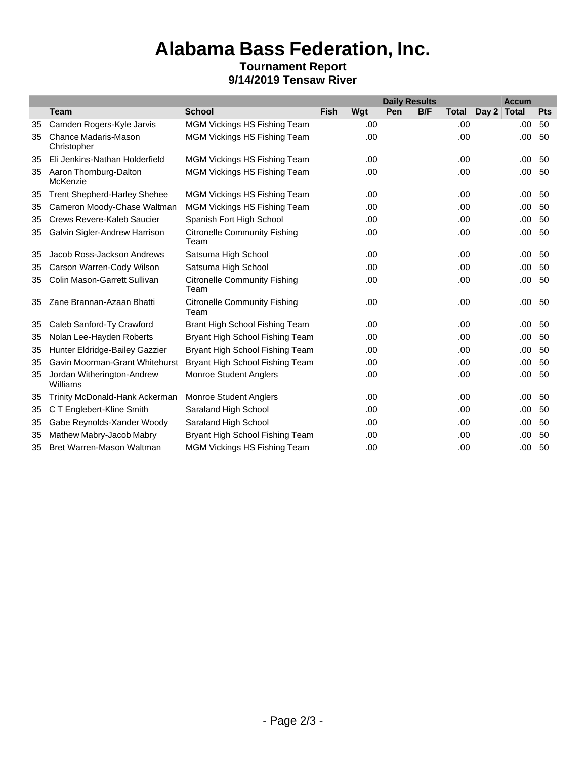# Alabama Bass Federation, Inc.

**Tournament Report**
**9/14/2019 Tensaw River**

| | | | Daily Results | | | | | | Accum | |
|---|---|---|---|---|---|---|---|---|---|---|
| | **Team** | **School** | **Fish** | **Wgt** | **Pen** | **B/F** | **Total** | **Day 2** | **Total** | **Pts** |
| 35 | Camden Rogers-Kyle Jarvis | MGM Vickings HS Fishing Team | | .00 | | | .00 | | .00 | 50 |
| 35 | Chance Madaris-Mason Christopher | MGM Vickings HS Fishing Team | | .00 | | | .00 | | .00 | 50 |
| 35 | Eli Jenkins-Nathan Holderfield | MGM Vickings HS Fishing Team | | .00 | | | .00 | | .00 | 50 |
| 35 | Aaron Thornburg-Dalton McKenzie | MGM Vickings HS Fishing Team | | .00 | | | .00 | | .00 | 50 |
| 35 | Trent Shepherd-Harley Shehee | MGM Vickings HS Fishing Team | | .00 | | | .00 | | .00 | 50 |
| 35 | Cameron Moody-Chase Waltman | MGM Vickings HS Fishing Team | | .00 | | | .00 | | .00 | 50 |
| 35 | Crews Revere-Kaleb Saucier | Spanish Fort High School | | .00 | | | .00 | | .00 | 50 |
| 35 | Galvin Sigler-Andrew Harrison | Citronelle Community Fishing Team | | .00 | | | .00 | | .00 | 50 |
| 35 | Jacob Ross-Jackson Andrews | Satsuma High School | | .00 | | | .00 | | .00 | 50 |
| 35 | Carson Warren-Cody Wilson | Satsuma High School | | .00 | | | .00 | | .00 | 50 |
| 35 | Colin Mason-Garrett Sullivan | Citronelle Community Fishing Team | | .00 | | | .00 | | .00 | 50 |
| 35 | Zane Brannan-Azaan Bhatti | Citronelle Community Fishing Team | | .00 | | | .00 | | .00 | 50 |
| 35 | Caleb Sanford-Ty Crawford | Brant High School Fishing Team | | .00 | | | .00 | | .00 | 50 |
| 35 | Nolan Lee-Hayden Roberts | Bryant High School Fishing Team | | .00 | | | .00 | | .00 | 50 |
| 35 | Hunter Eldridge-Bailey Gazzier | Bryant High School Fishing Team | | .00 | | | .00 | | .00 | 50 |
| 35 | Gavin Moorman-Grant Whitehurst | Bryant High School Fishing Team | | .00 | | | .00 | | .00 | 50 |
| 35 | Jordan Witherington-Andrew Williams | Monroe Student Anglers | | .00 | | | .00 | | .00 | 50 |
| 35 | Trinity McDonald-Hank Ackerman | Monroe Student Anglers | | .00 | | | .00 | | .00 | 50 |
| 35 | C T Englebert-Kline Smith | Saraland High School | | .00 | | | .00 | | .00 | 50 |
| 35 | Gabe Reynolds-Xander Woody | Saraland High School | | .00 | | | .00 | | .00 | 50 |
| 35 | Mathew Mabry-Jacob Mabry | Bryant High School Fishing Team | | .00 | | | .00 | | .00 | 50 |
| 35 | Bret Warren-Mason Waltman | MGM Vickings HS Fishing Team | | .00 | | | .00 | | .00 | 50 |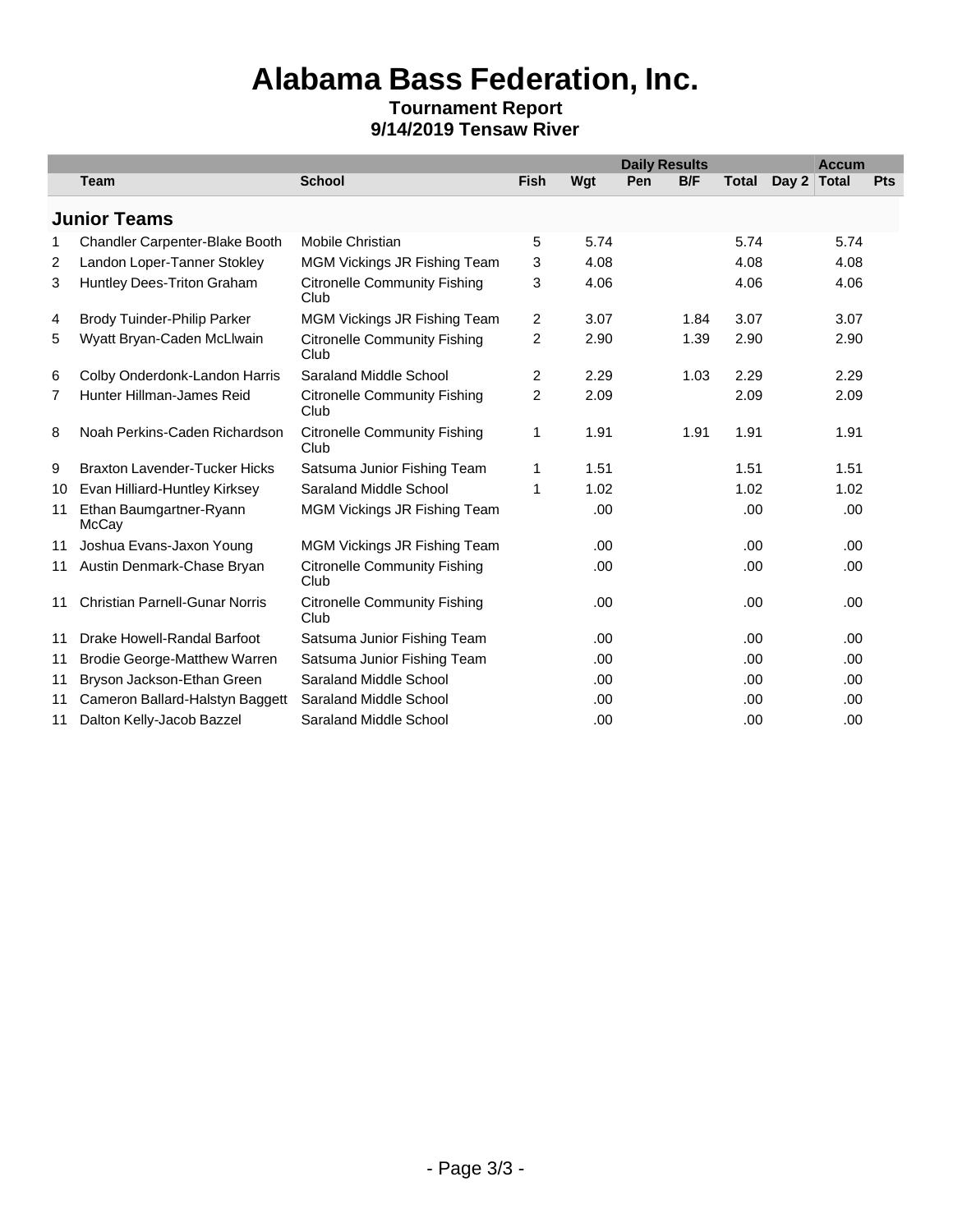# Alabama Bass Federation, Inc.

**Tournament Report**

**9/14/2019 Tensaw River**

| | | | Daily Results | | | | | | Accum | |
|---|---|---|---|---|---|---|---|---|---|---|
| | Team | School | Fish | Wgt | Pen | B/F | Total | Day 2 | Total | Pts |
| **Junior Teams** | | | | | | | | | | |
| 1 | Chandler Carpenter-Blake Booth | Mobile Christian | 5 | 5.74 | | | 5.74 | | 5.74 | |
| 2 | Landon Loper-Tanner Stokley | MGM Vickings JR Fishing Team | 3 | 4.08 | | | 4.08 | | 4.08 | |
| 3 | Huntley Dees-Triton Graham | Citronelle Community Fishing Club | 3 | 4.06 | | | 4.06 | | 4.06 | |
| 4 | Brody Tuinder-Philip Parker | MGM Vickings JR Fishing Team | 2 | 3.07 | | 1.84 | 3.07 | | 3.07 | |
| 5 | Wyatt Bryan-Caden McLlwain | Citronelle Community Fishing Club | 2 | 2.90 | | 1.39 | 2.90 | | 2.90 | |
| 6 | Colby Onderdonk-Landon Harris | Saraland Middle School | 2 | 2.29 | | 1.03 | 2.29 | | 2.29 | |
| 7 | Hunter Hillman-James Reid | Citronelle Community Fishing Club | 2 | 2.09 | | | 2.09 | | 2.09 | |
| 8 | Noah Perkins-Caden Richardson | Citronelle Community Fishing Club | 1 | 1.91 | | 1.91 | 1.91 | | 1.91 | |
| 9 | Braxton Lavender-Tucker Hicks | Satsuma Junior Fishing Team | 1 | 1.51 | | | 1.51 | | 1.51 | |
| 10 | Evan Hilliard-Huntley Kirksey | Saraland Middle School | 1 | 1.02 | | | 1.02 | | 1.02 | |
| 11 | Ethan Baumgartner-Ryann McCay | MGM Vickings JR Fishing Team | | .00 | | | .00 | | .00 | |
| 11 | Joshua Evans-Jaxon Young | MGM Vickings JR Fishing Team | | .00 | | | .00 | | .00 | |
| 11 | Austin Denmark-Chase Bryan | Citronelle Community Fishing Club | | .00 | | | .00 | | .00 | |
| 11 | Christian Parnell-Gunar Norris | Citronelle Community Fishing Club | | .00 | | | .00 | | .00 | |
| 11 | Drake Howell-Randal Barfoot | Satsuma Junior Fishing Team | | .00 | | | .00 | | .00 | |
| 11 | Brodie George-Matthew Warren | Satsuma Junior Fishing Team | | .00 | | | .00 | | .00 | |
| 11 | Bryson Jackson-Ethan Green | Saraland Middle School | | .00 | | | .00 | | .00 | |
| 11 | Cameron Ballard-Halstyn Baggett | Saraland Middle School | | .00 | | | .00 | | .00 | |
| 11 | Dalton Kelly-Jacob Bazzel | Saraland Middle School | | .00 | | | .00 | | .00 | |